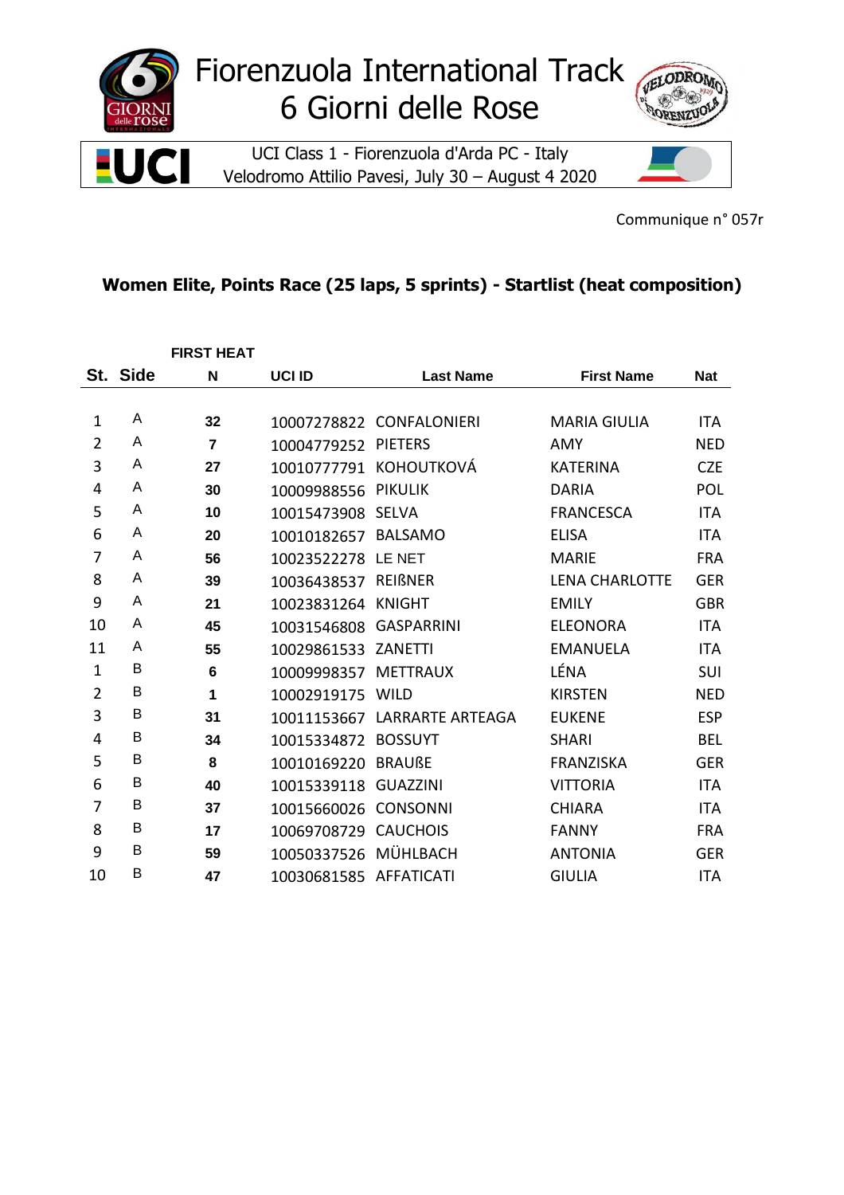# Fiorenzuola International Track
# 6 Giorni delle Rose

UCI Class 1 - Fiorenzuola d'Arda PC - Italy
Velodromo Attilio Pavesi, July 30 – August 4 2020

Communique n° 057r

## Women Elite, Points Race (25 laps, 5 sprints) - Startlist (heat composition)

**FIRST HEAT**

| St. | Side | N | UCI ID | Last Name | First Name | Nat |
|---|---|---|---|---|---|---|
| 1 | A | **32** | 10007278822 | CONFALONIERI | MARIA GIULIA | ITA |
| 2 | A | **7** | 10004779252 | PIETERS | AMY | NED |
| 3 | A | **27** | 10010777791 | KOHOUTKOVÁ | KATERINA | CZE |
| 4 | A | **30** | 10009988556 | PIKULIK | DARIA | POL |
| 5 | A | **10** | 10015473908 | SELVA | FRANCESCA | ITA |
| 6 | A | **20** | 10010182657 | BALSAMO | ELISA | ITA |
| 7 | A | **56** | 10023522278 | LE NET | MARIE | FRA |
| 8 | A | **39** | 10036438537 | REIẞNER | LENA CHARLOTTE | GER |
| 9 | A | **21** | 10023831264 | KNIGHT | EMILY | GBR |
| 10 | A | **45** | 10031546808 | GASPARRINI | ELEONORA | ITA |
| 11 | A | **55** | 10029861533 | ZANETTI | EMANUELA | ITA |
| 1 | B | **6** | 10009998357 | METTRAUX | LÉNA | SUI |
| 2 | B | **1** | 10002919175 | WILD | KIRSTEN | NED |
| 3 | B | **31** | 10011153667 | LARRARTE ARTEAGA | EUKENE | ESP |
| 4 | B | **34** | 10015334872 | BOSSUYT | SHARI | BEL |
| 5 | B | **8** | 10010169220 | BRAUẞE | FRANZISKA | GER |
| 6 | B | **40** | 10015339118 | GUAZZINI | VITTORIA | ITA |
| 7 | B | **37** | 10015660026 | CONSONNI | CHIARA | ITA |
| 8 | B | **17** | 10069708729 | CAUCHOIS | FANNY | FRA |
| 9 | B | **59** | 10050337526 | MÜHLBACH | ANTONIA | GER |
| 10 | B | **47** | 10030681585 | AFFATICATI | GIULIA | ITA |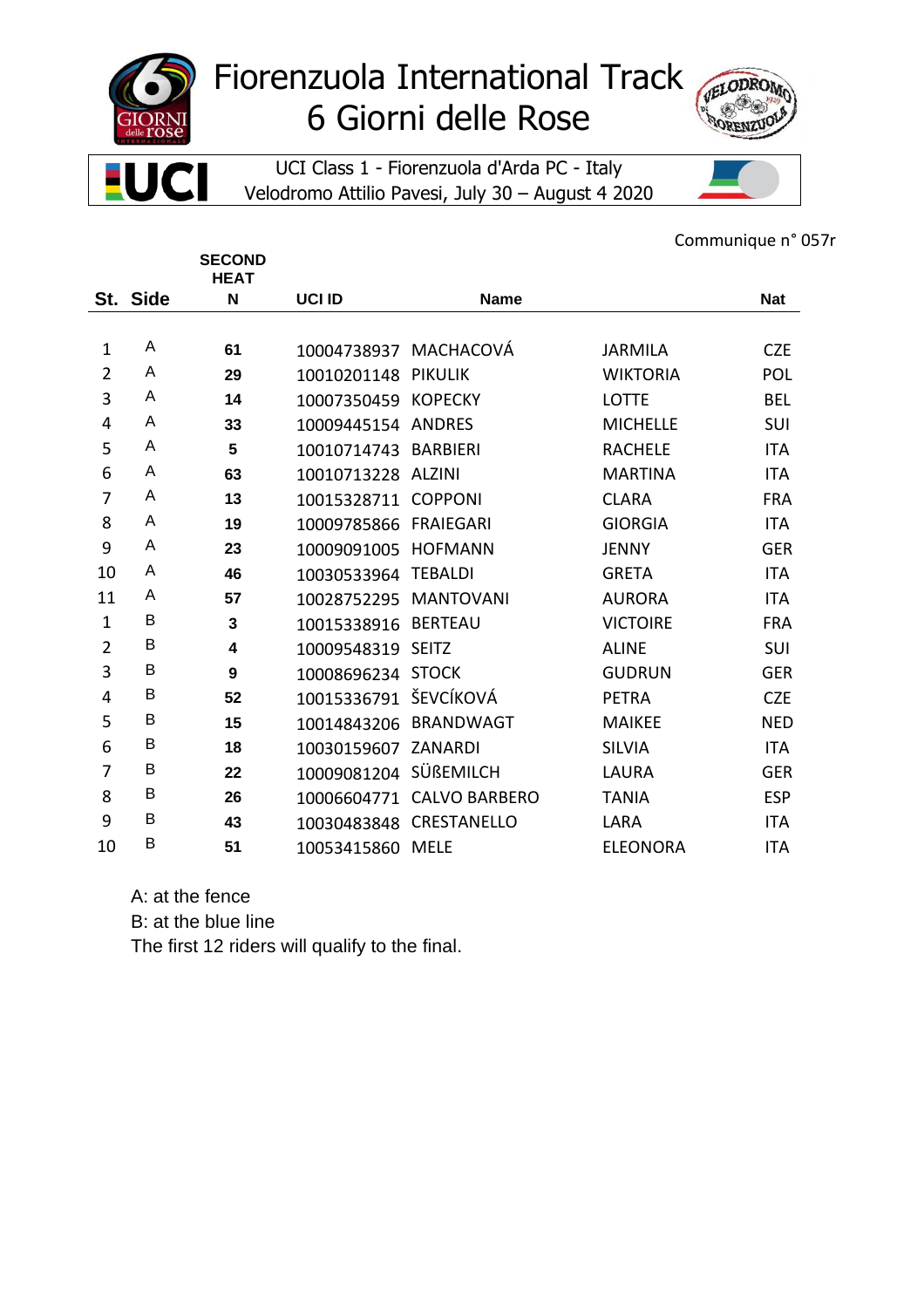# Fiorenzuola International Track
# 6 Giorni delle Rose

UCI Class 1 - Fiorenzuola d'Arda PC - Italy
Velodromo Attilio Pavesi, July 30 – August 4 2020

Communique n° 057r

| St. | Side | SECOND HEAT N | UCI ID | Name | | Nat |
|---|---|---|---|---|---|---|
| 1 | A | **61** | 10004738937 | MACHACOVÁ | JARMILA | CZE |
| 2 | A | **29** | 10010201148 | PIKULIK | WIKTORIA | POL |
| 3 | A | **14** | 10007350459 | KOPECKY | LOTTE | BEL |
| 4 | A | **33** | 10009445154 | ANDRES | MICHELLE | SUI |
| 5 | A | **5** | 10010714743 | BARBIERI | RACHELE | ITA |
| 6 | A | **63** | 10010713228 | ALZINI | MARTINA | ITA |
| 7 | A | **13** | 10015328711 | COPPONI | CLARA | FRA |
| 8 | A | **19** | 10009785866 | FRAIEGARI | GIORGIA | ITA |
| 9 | A | **23** | 10009091005 | HOFMANN | JENNY | GER |
| 10 | A | **46** | 10030533964 | TEBALDI | GRETA | ITA |
| 11 | A | **57** | 10028752295 | MANTOVANI | AURORA | ITA |
| 1 | B | **3** | 10015338916 | BERTEAU | VICTOIRE | FRA |
| 2 | B | **4** | 10009548319 | SEITZ | ALINE | SUI |
| 3 | B | **9** | 10008696234 | STOCK | GUDRUN | GER |
| 4 | B | **52** | 10015336791 | ŠEVCÍKOVÁ | PETRA | CZE |
| 5 | B | **15** | 10014843206 | BRANDWAGT | MAIKEE | NED |
| 6 | B | **18** | 10030159607 | ZANARDI | SILVIA | ITA |
| 7 | B | **22** | 10009081204 | SÜßEMILCH | LAURA | GER |
| 8 | B | **26** | 10006604771 | CALVO BARBERO | TANIA | ESP |
| 9 | B | **43** | 10030483848 | CRESTANELLO | LARA | ITA |
| 10 | B | **51** | 10053415860 | MELE | ELEONORA | ITA |

A: at the fence
B: at the blue line
The first 12 riders will qualify to the final.